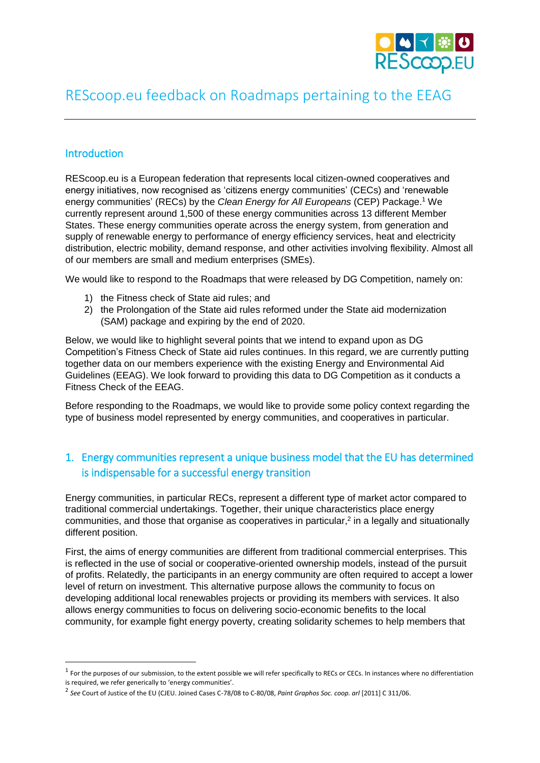# REScoop.eu feedback on Roadmaps pertaining to the EEAG

## Introduction

REScoop.eu is a European federation that represents local citizen-owned cooperatives and energy initiatives, now recognised as 'citizens energy communities' (CECs) and 'renewable energy communities' (RECs) by the *Clean Energy for All Europeans* (CEP) Package.[1] We currently represent around 1,500 of these energy communities across 13 different Member States. These energy communities operate across the energy system, from generation and supply of renewable energy to performance of energy efficiency services, heat and electricity distribution, electric mobility, demand response, and other activities involving flexibility. Almost all of our members are small and medium enterprises (SMEs).

We would like to respond to the Roadmaps that were released by DG Competition, namely on:

1) the Fitness check of State aid rules; and
2) the Prolongation of the State aid rules reformed under the State aid modernization (SAM) package and expiring by the end of 2020.

Below, we would like to highlight several points that we intend to expand upon as DG Competition's Fitness Check of State aid rules continues. In this regard, we are currently putting together data on our members experience with the existing Energy and Environmental Aid Guidelines (EEAG). We look forward to providing this data to DG Competition as it conducts a Fitness Check of the EEAG.

Before responding to the Roadmaps, we would like to provide some policy context regarding the type of business model represented by energy communities, and cooperatives in particular.

## 1. Energy communities represent a unique business model that the EU has determined is indispensable for a successful energy transition

Energy communities, in particular RECs, represent a different type of market actor compared to traditional commercial undertakings. Together, their unique characteristics place energy communities, and those that organise as cooperatives in particular,[2] in a legally and situationally different position.

First, the aims of energy communities are different from traditional commercial enterprises. This is reflected in the use of social or cooperative-oriented ownership models, instead of the pursuit of profits. Relatedly, the participants in an energy community are often required to accept a lower level of return on investment. This alternative purpose allows the community to focus on developing additional local renewables projects or providing its members with services. It also allows energy communities to focus on delivering socio-economic benefits to the local community, for example fight energy poverty, creating solidarity schemes to help members that

---

[1] For the purposes of our submission, to the extent possible we will refer specifically to RECs or CECs. In instances where no differentiation is required, we refer generically to 'energy communities'.

[2] *See* Court of Justice of the EU (CJEU. Joined Cases C-78/08 to C-80/08, *Paint Graphos Soc. coop. arl* [2011] C 311/06.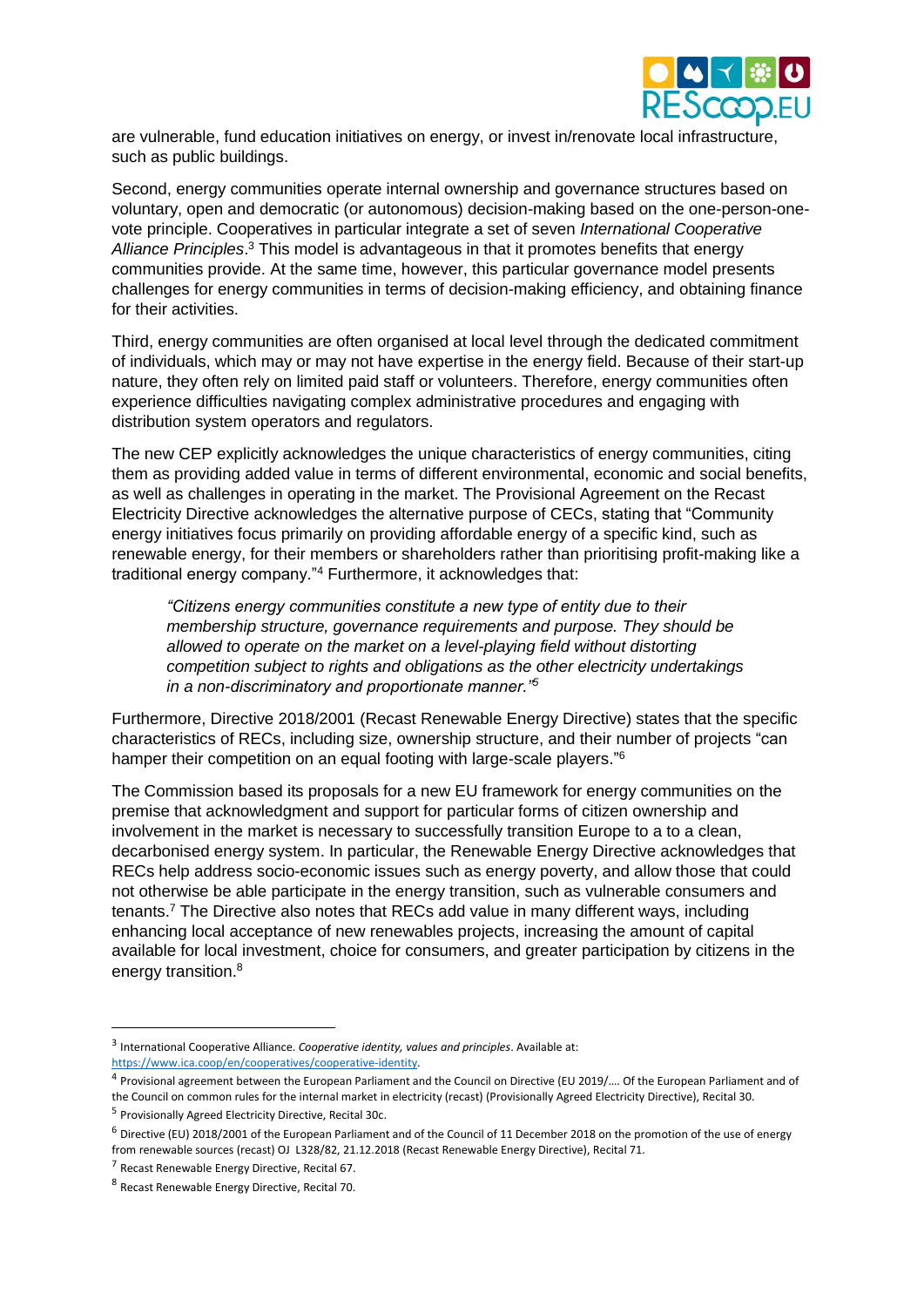are vulnerable, fund education initiatives on energy, or invest in/renovate local infrastructure, such as public buildings.

Second, energy communities operate internal ownership and governance structures based on voluntary, open and democratic (or autonomous) decision-making based on the one-person-one-vote principle. Cooperatives in particular integrate a set of seven *International Cooperative Alliance Principles*.[3] This model is advantageous in that it promotes benefits that energy communities provide. At the same time, however, this particular governance model presents challenges for energy communities in terms of decision-making efficiency, and obtaining finance for their activities.

Third, energy communities are often organised at local level through the dedicated commitment of individuals, which may or may not have expertise in the energy field. Because of their start-up nature, they often rely on limited paid staff or volunteers. Therefore, energy communities often experience difficulties navigating complex administrative procedures and engaging with distribution system operators and regulators.

The new CEP explicitly acknowledges the unique characteristics of energy communities, citing them as providing added value in terms of different environmental, economic and social benefits, as well as challenges in operating in the market. The Provisional Agreement on the Recast Electricity Directive acknowledges the alternative purpose of CECs, stating that "Community energy initiatives focus primarily on providing affordable energy of a specific kind, such as renewable energy, for their members or shareholders rather than prioritising profit-making like a traditional energy company."[4] Furthermore, it acknowledges that:

> *"Citizens energy communities constitute a new type of entity due to their membership structure, governance requirements and purpose. They should be allowed to operate on the market on a level-playing field without distorting competition subject to rights and obligations as the other electricity undertakings in a non-discriminatory and proportionate manner."*[5]

Furthermore, Directive 2018/2001 (Recast Renewable Energy Directive) states that the specific characteristics of RECs, including size, ownership structure, and their number of projects "can hamper their competition on an equal footing with large-scale players."[6]

The Commission based its proposals for a new EU framework for energy communities on the premise that acknowledgment and support for particular forms of citizen ownership and involvement in the market is necessary to successfully transition Europe to a to a clean, decarbonised energy system. In particular, the Renewable Energy Directive acknowledges that RECs help address socio-economic issues such as energy poverty, and allow those that could not otherwise be able participate in the energy transition, such as vulnerable consumers and tenants.[7] The Directive also notes that RECs add value in many different ways, including enhancing local acceptance of new renewables projects, increasing the amount of capital available for local investment, choice for consumers, and greater participation by citizens in the energy transition.[8]

---

[3] International Cooperative Alliance. *Cooperative identity, values and principles*. Available at: https://www.ica.coop/en/cooperatives/cooperative-identity.

[4] Provisional agreement between the European Parliament and the Council on Directive (EU 2019/…. Of the European Parliament and of the Council on common rules for the internal market in electricity (recast) (Provisionally Agreed Electricity Directive), Recital 30.

[5] Provisionally Agreed Electricity Directive, Recital 30c.

[6] Directive (EU) 2018/2001 of the European Parliament and of the Council of 11 December 2018 on the promotion of the use of energy from renewable sources (recast) OJ L328/82, 21.12.2018 (Recast Renewable Energy Directive), Recital 71.

[7] Recast Renewable Energy Directive, Recital 67.

[8] Recast Renewable Energy Directive, Recital 70.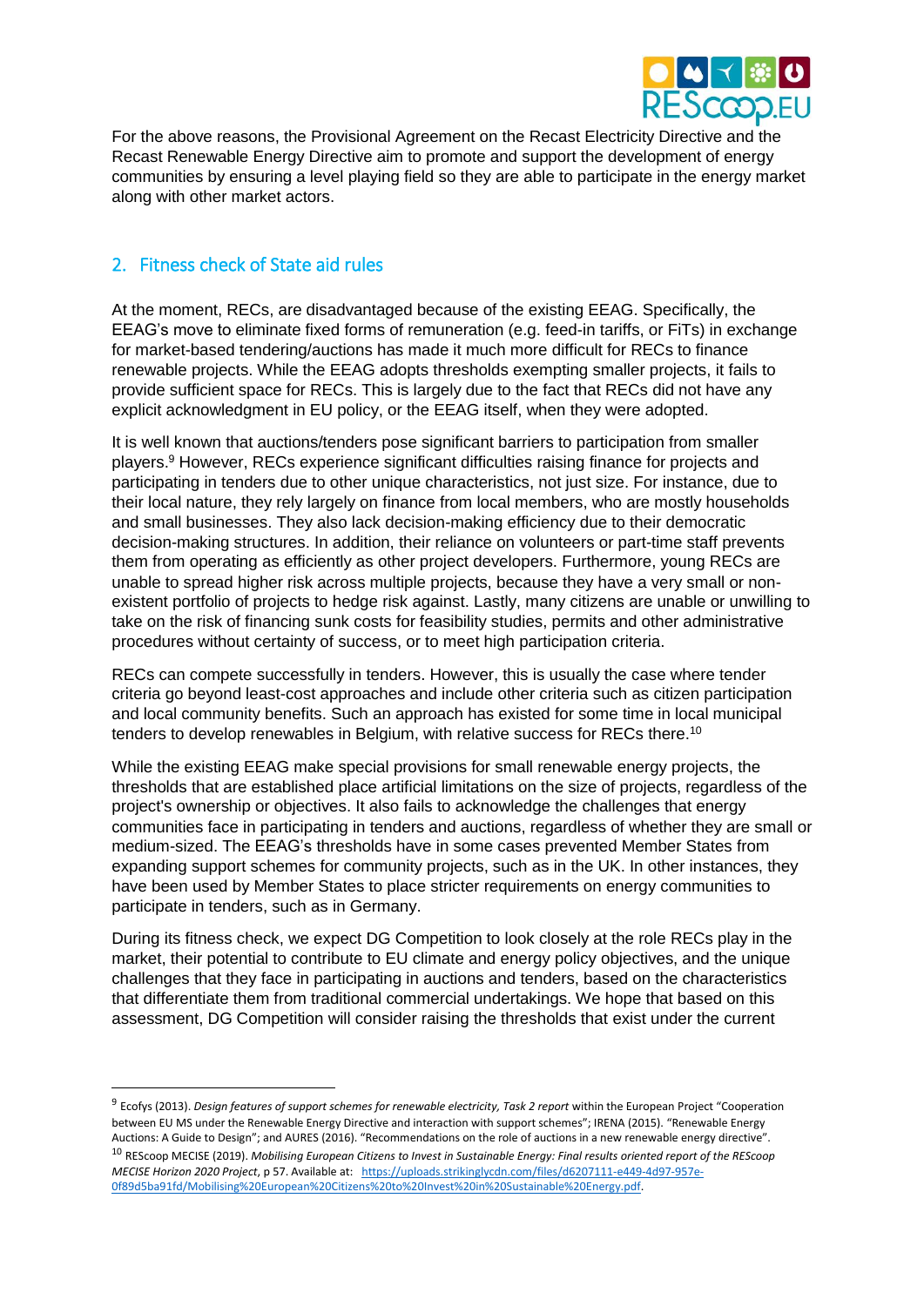For the above reasons, the Provisional Agreement on the Recast Electricity Directive and the Recast Renewable Energy Directive aim to promote and support the development of energy communities by ensuring a level playing field so they are able to participate in the energy market along with other market actors.

## 2. Fitness check of State aid rules

At the moment, RECs, are disadvantaged because of the existing EEAG. Specifically, the EEAG's move to eliminate fixed forms of remuneration (e.g. feed-in tariffs, or FiTs) in exchange for market-based tendering/auctions has made it much more difficult for RECs to finance renewable projects. While the EEAG adopts thresholds exempting smaller projects, it fails to provide sufficient space for RECs. This is largely due to the fact that RECs did not have any explicit acknowledgment in EU policy, or the EEAG itself, when they were adopted.

It is well known that auctions/tenders pose significant barriers to participation from smaller players.[9] However, RECs experience significant difficulties raising finance for projects and participating in tenders due to other unique characteristics, not just size. For instance, due to their local nature, they rely largely on finance from local members, who are mostly households and small businesses. They also lack decision-making efficiency due to their democratic decision-making structures. In addition, their reliance on volunteers or part-time staff prevents them from operating as efficiently as other project developers. Furthermore, young RECs are unable to spread higher risk across multiple projects, because they have a very small or non-existent portfolio of projects to hedge risk against. Lastly, many citizens are unable or unwilling to take on the risk of financing sunk costs for feasibility studies, permits and other administrative procedures without certainty of success, or to meet high participation criteria.

RECs can compete successfully in tenders. However, this is usually the case where tender criteria go beyond least-cost approaches and include other criteria such as citizen participation and local community benefits. Such an approach has existed for some time in local municipal tenders to develop renewables in Belgium, with relative success for RECs there.[10]

While the existing EEAG make special provisions for small renewable energy projects, the thresholds that are established place artificial limitations on the size of projects, regardless of the project's ownership or objectives. It also fails to acknowledge the challenges that energy communities face in participating in tenders and auctions, regardless of whether they are small or medium-sized. The EEAG's thresholds have in some cases prevented Member States from expanding support schemes for community projects, such as in the UK. In other instances, they have been used by Member States to place stricter requirements on energy communities to participate in tenders, such as in Germany.

During its fitness check, we expect DG Competition to look closely at the role RECs play in the market, their potential to contribute to EU climate and energy policy objectives, and the unique challenges that they face in participating in auctions and tenders, based on the characteristics that differentiate them from traditional commercial undertakings. We hope that based on this assessment, DG Competition will consider raising the thresholds that exist under the current

---

[9] Ecofys (2013). *Design features of support schemes for renewable electricity, Task 2 report* within the European Project "Cooperation between EU MS under the Renewable Energy Directive and interaction with support schemes"; IRENA (2015). "Renewable Energy Auctions: A Guide to Design"; and AURES (2016). "Recommendations on the role of auctions in a new renewable energy directive".

[10] REScoop MECISE (2019). *Mobilising European Citizens to Invest in Sustainable Energy: Final results oriented report of the REScoop MECISE Horizon 2020 Project*, p 57. Available at: https://uploads.strikinglycdn.com/files/d6207111-e449-4d97-957e-0f89d5ba91fd/Mobilising%20European%20Citizens%20to%20Invest%20in%20Sustainable%20Energy.pdf.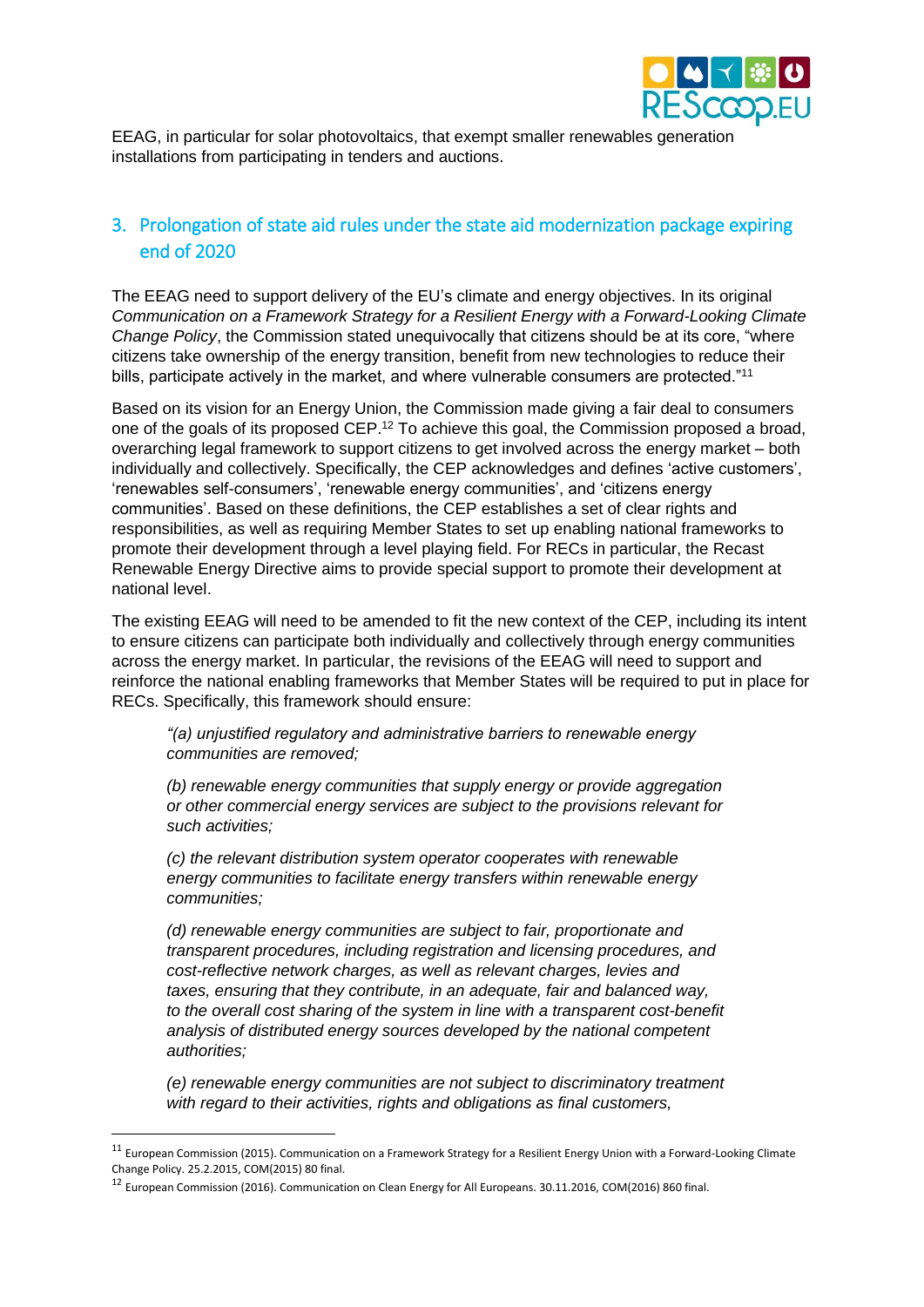EEAG, in particular for solar photovoltaics, that exempt smaller renewables generation installations from participating in tenders and auctions.

## 3. Prolongation of state aid rules under the state aid modernization package expiring end of 2020

The EEAG need to support delivery of the EU's climate and energy objectives. In its original *Communication on a Framework Strategy for a Resilient Energy with a Forward-Looking Climate Change Policy*, the Commission stated unequivocally that citizens should be at its core, "where citizens take ownership of the energy transition, benefit from new technologies to reduce their bills, participate actively in the market, and where vulnerable consumers are protected."[11]

Based on its vision for an Energy Union, the Commission made giving a fair deal to consumers one of the goals of its proposed CEP.[12] To achieve this goal, the Commission proposed a broad, overarching legal framework to support citizens to get involved across the energy market – both individually and collectively. Specifically, the CEP acknowledges and defines 'active customers', 'renewables self-consumers', 'renewable energy communities', and 'citizens energy communities'. Based on these definitions, the CEP establishes a set of clear rights and responsibilities, as well as requiring Member States to set up enabling national frameworks to promote their development through a level playing field. For RECs in particular, the Recast Renewable Energy Directive aims to provide special support to promote their development at national level.

The existing EEAG will need to be amended to fit the new context of the CEP, including its intent to ensure citizens can participate both individually and collectively through energy communities across the energy market. In particular, the revisions of the EEAG will need to support and reinforce the national enabling frameworks that Member States will be required to put in place for RECs. Specifically, this framework should ensure:

> *"(a) unjustified regulatory and administrative barriers to renewable energy communities are removed;*
>
> *(b) renewable energy communities that supply energy or provide aggregation or other commercial energy services are subject to the provisions relevant for such activities;*
>
> *(c) the relevant distribution system operator cooperates with renewable energy communities to facilitate energy transfers within renewable energy communities;*
>
> *(d) renewable energy communities are subject to fair, proportionate and transparent procedures, including registration and licensing procedures, and cost-reflective network charges, as well as relevant charges, levies and taxes, ensuring that they contribute, in an adequate, fair and balanced way, to the overall cost sharing of the system in line with a transparent cost-benefit analysis of distributed energy sources developed by the national competent authorities;*
>
> *(e) renewable energy communities are not subject to discriminatory treatment with regard to their activities, rights and obligations as final customers,*

---

[11] European Commission (2015). Communication on a Framework Strategy for a Resilient Energy Union with a Forward-Looking Climate Change Policy. 25.2.2015, COM(2015) 80 final.

[12] European Commission (2016). Communication on Clean Energy for All Europeans. 30.11.2016, COM(2016) 860 final.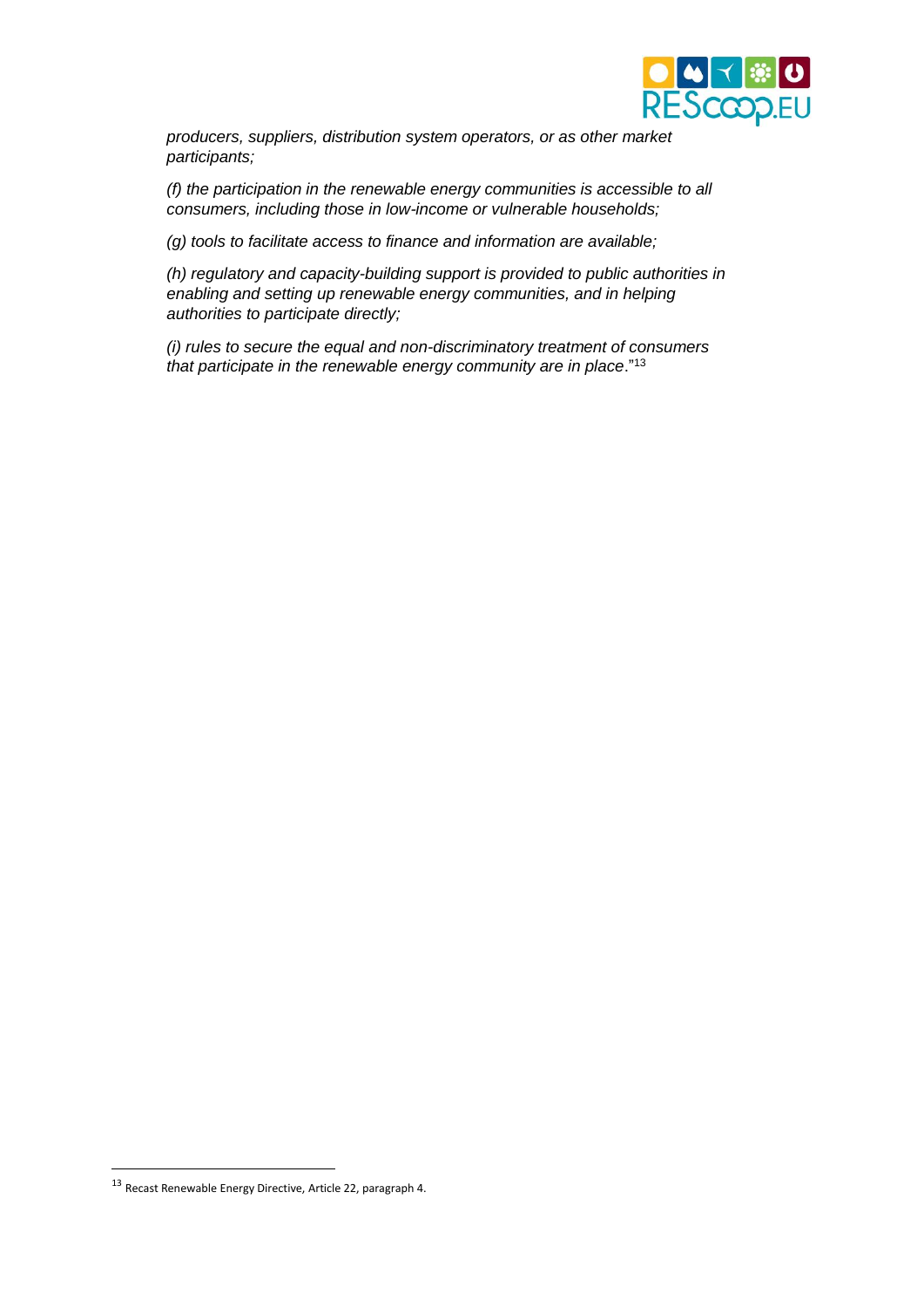*producers, suppliers, distribution system operators, or as other market participants;*

*(f) the participation in the renewable energy communities is accessible to all consumers, including those in low-income or vulnerable households;*

*(g) tools to facilitate access to finance and information are available;*

*(h) regulatory and capacity-building support is provided to public authorities in enabling and setting up renewable energy communities, and in helping authorities to participate directly;*

*(i) rules to secure the equal and non-discriminatory treatment of consumers that participate in the renewable energy community are in place*."[13]

---

[13] Recast Renewable Energy Directive, Article 22, paragraph 4.